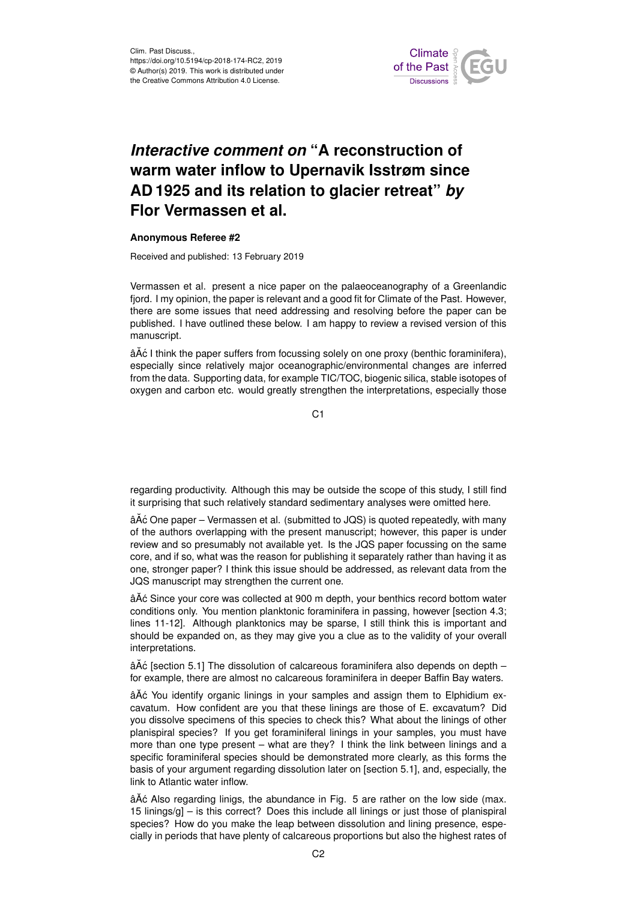Clim. Past Discuss.,
https://doi.org/10.5194/cp-2018-174-RC2, 2019
© Author(s) 2019. This work is distributed under
the Creative Commons Attribution 4.0 License.

# *Interactive comment on* "A reconstruction of warm water inflow to Upernavik Isstrøm since AD 1925 and its relation to glacier retreat" *by* Flor Vermassen et al.

### Anonymous Referee #2

Received and published: 13 February 2019

Vermassen et al. present a nice paper on the palaeoceanography of a Greenlandic fjord. I my opinion, the paper is relevant and a good fit for Climate of the Past. However, there are some issues that need addressing and resolving before the paper can be published. I have outlined these below. I am happy to review a revised version of this manuscript.

- I think the paper suffers from focussing solely on one proxy (benthic foraminifera), especially since relatively major oceanographic/environmental changes are inferred from the data. Supporting data, for example TIC/TOC, biogenic silica, stable isotopes of oxygen and carbon etc. would greatly strengthen the interpretations, especially those regarding productivity. Although this may be outside the scope of this study, I still find it surprising that such relatively standard sedimentary analyses were omitted here.

- One paper – Vermassen et al. (submitted to JQS) is quoted repeatedly, with many of the authors overlapping with the present manuscript; however, this paper is under review and so presumably not available yet. Is the JQS paper focussing on the same core, and if so, what was the reason for publishing it separately rather than having it as one, stronger paper? I think this issue should be addressed, as relevant data from the JQS manuscript may strengthen the current one.

- Since your core was collected at 900 m depth, your benthics record bottom water conditions only. You mention planktonic foraminifera in passing, however [section 4.3; lines 11-12]. Although planktonics may be sparse, I still think this is important and should be expanded on, as they may give you a clue as to the validity of your overall interpretations.

- [section 5.1] The dissolution of calcareous foraminifera also depends on depth – for example, there are almost no calcareous foraminifera in deeper Baffin Bay waters.

- You identify organic linings in your samples and assign them to Elphidium excavatum. How confident are you that these linings are those of E. excavatum? Did you dissolve specimens of this species to check this? What about the linings of other planispiral species? If you get foraminiferal linings in your samples, you must have more than one type present – what are they? I think the link between linings and a specific foraminiferal species should be demonstrated more clearly, as this forms the basis of your argument regarding dissolution later on [section 5.1], and, especially, the link to Atlantic water inflow.

- Also regarding linigs, the abundance in Fig. 5 are rather on the low side (max. 15 linings/g] – is this correct? Does this include all linings or just those of planispiral species? How do you make the leap between dissolution and lining presence, especially in periods that have plenty of calcareous proportions but also the highest rates of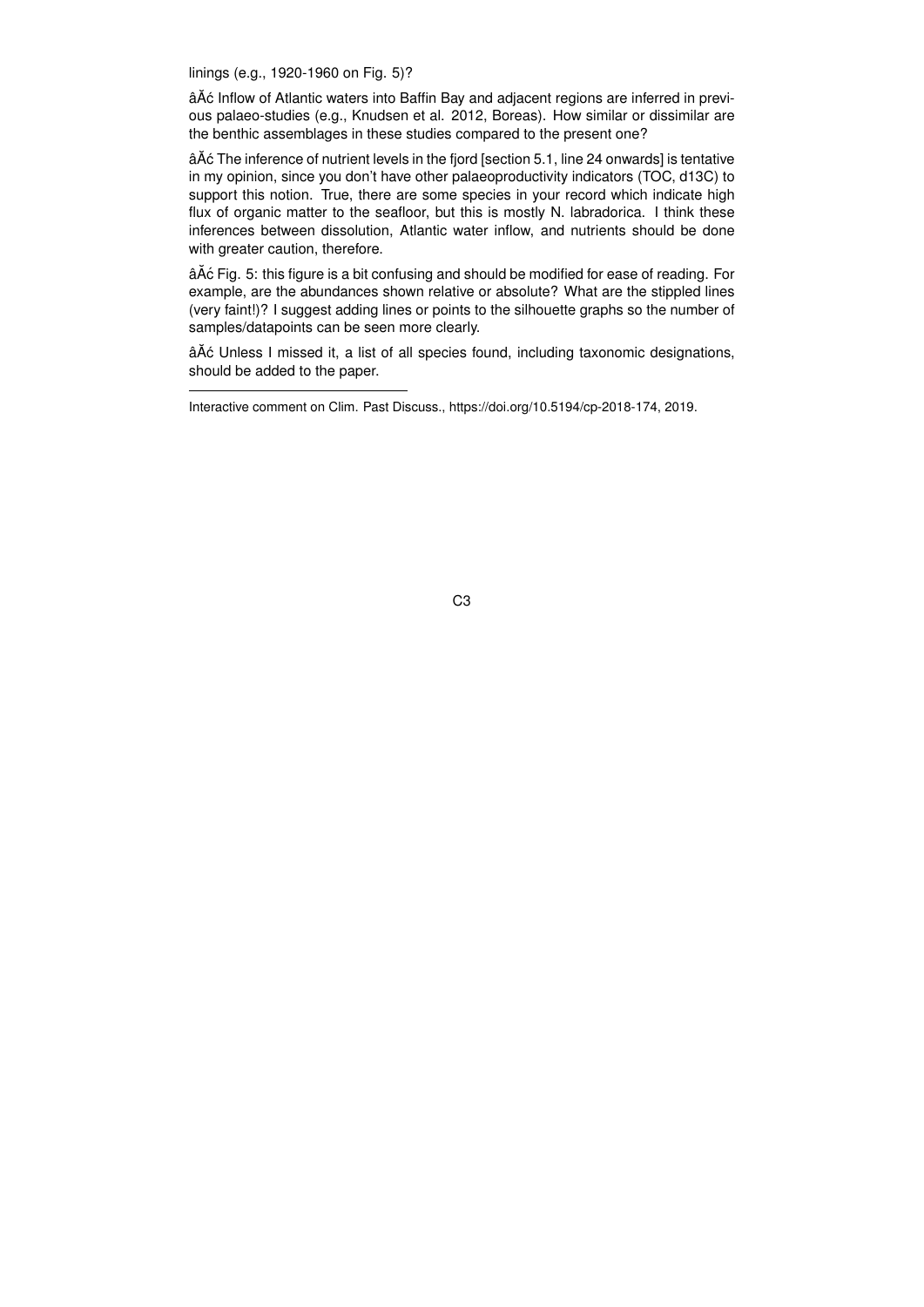linings (e.g., 1920-1960 on Fig. 5)?

âĂć Inflow of Atlantic waters into Baffin Bay and adjacent regions are inferred in previous palaeo-studies (e.g., Knudsen et al. 2012, Boreas). How similar or dissimilar are the benthic assemblages in these studies compared to the present one?

âĂć The inference of nutrient levels in the fjord [section 5.1, line 24 onwards] is tentative in my opinion, since you don't have other palaeoproductivity indicators (TOC, d13C) to support this notion. True, there are some species in your record which indicate high flux of organic matter to the seafloor, but this is mostly N. labradorica. I think these inferences between dissolution, Atlantic water inflow, and nutrients should be done with greater caution, therefore.

âĂć Fig. 5: this figure is a bit confusing and should be modified for ease of reading. For example, are the abundances shown relative or absolute? What are the stippled lines (very faint!)? I suggest adding lines or points to the silhouette graphs so the number of samples/datapoints can be seen more clearly.

âĂć Unless I missed it, a list of all species found, including taxonomic designations, should be added to the paper.

---

Interactive comment on Clim. Past Discuss., https://doi.org/10.5194/cp-2018-174, 2019.